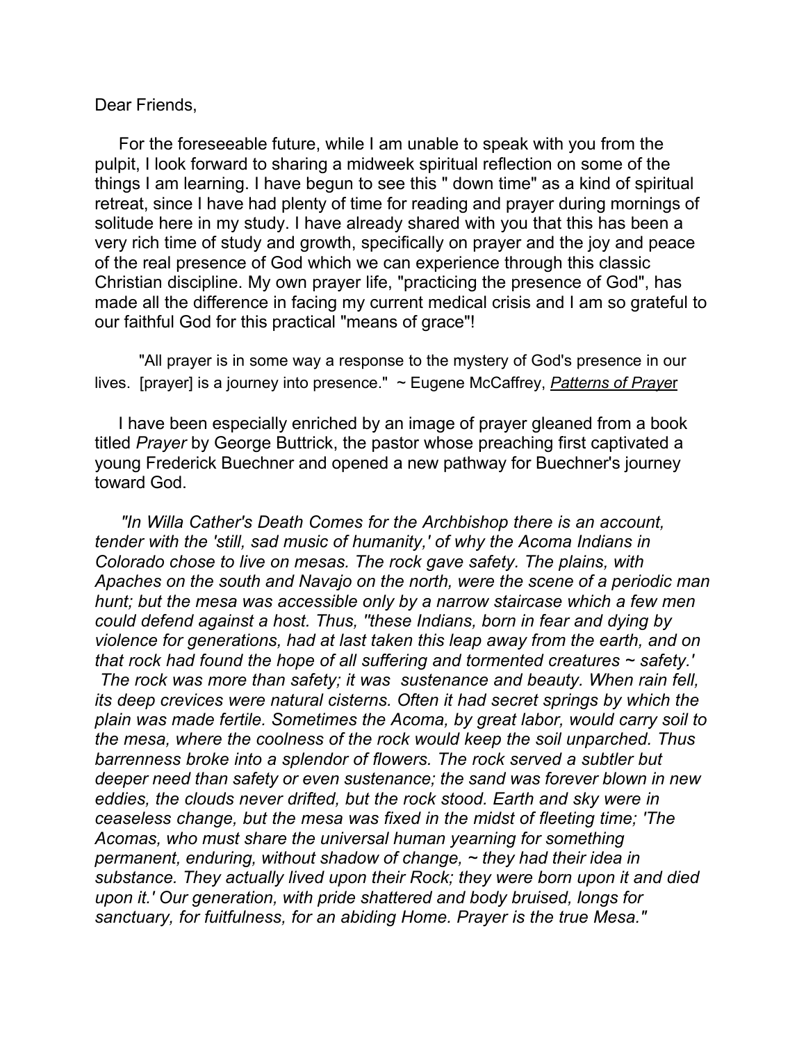Dear Friends,

For the foreseeable future, while I am unable to speak with you from the pulpit, I look forward to sharing a midweek spiritual reflection on some of the things I am learning. I have begun to see this " down time" as a kind of spiritual retreat, since I have had plenty of time for reading and prayer during mornings of solitude here in my study. I have already shared with you that this has been a very rich time of study and growth, specifically on prayer and the joy and peace of the real presence of God which we can experience through this classic Christian discipline. My own prayer life, "practicing the presence of God", has made all the difference in facing my current medical crisis and I am so grateful to our faithful God for this practical "means of grace"!

"All prayer is in some way a response to the mystery of God's presence in our lives. [prayer] is a journey into presence." ~ Eugene McCaffrey, *Patterns of Prayer*

I have been especially enriched by an image of prayer gleaned from a book titled *Prayer* by George Buttrick, the pastor whose preaching first captivated a young Frederick Buechner and opened a new pathway for Buechner's journey toward God.

*"In Willa Cather's Death Comes for the Archbishop there is an account, tender with the 'still, sad music of humanity,' of why the Acoma Indians in Colorado chose to live on mesas. The rock gave safety. The plains, with Apaches on the south and Navajo on the north, were the scene of a periodic man hunt; but the mesa was accessible only by a narrow staircase which a few men could defend against a host. Thus, "these Indians, born in fear and dying by violence for generations, had at last taken this leap away from the earth, and on that rock had found the hope of all suffering and tormented creatures ~ safety.' The rock was more than safety; it was sustenance and beauty. When rain fell, its deep crevices were natural cisterns. Often it had secret springs by which the plain was made fertile. Sometimes the Acoma, by great labor, would carry soil to the mesa, where the coolness of the rock would keep the soil unparched. Thus barrenness broke into a splendor of flowers. The rock served a subtler but deeper need than safety or even sustenance; the sand was forever blown in new eddies, the clouds never drifted, but the rock stood. Earth and sky were in ceaseless change, but the mesa was fixed in the midst of fleeting time; 'The Acomas, who must share the universal human yearning for something permanent, enduring, without shadow of change, ~ they had their idea in substance. They actually lived upon their Rock; they were born upon it and died upon it.' Our generation, with pride shattered and body bruised, longs for sanctuary, for fuitfulness, for an abiding Home. Prayer is the true Mesa."*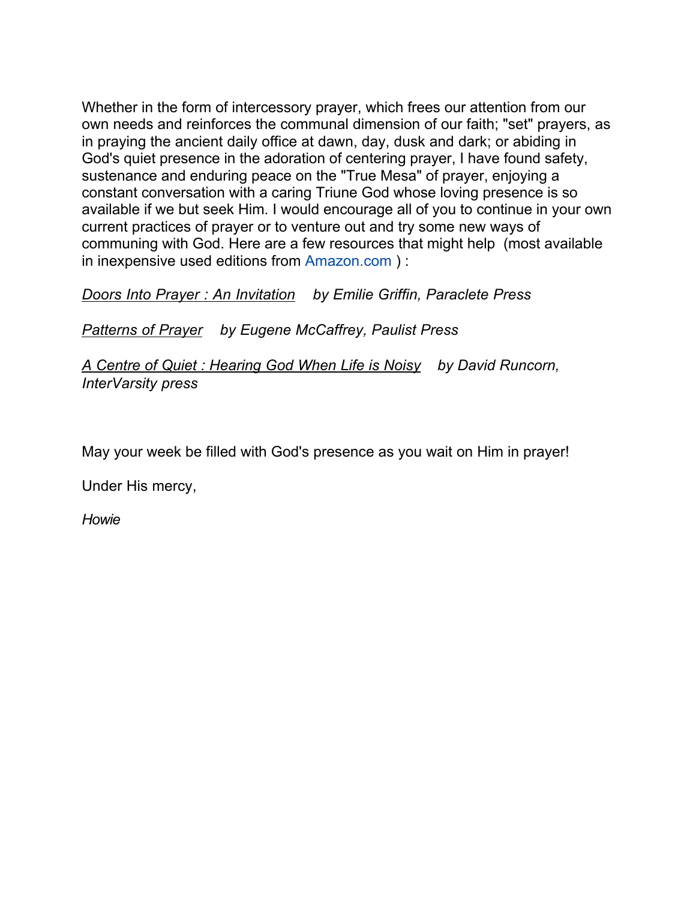Whether in the form of intercessory prayer, which frees our attention from our own needs and reinforces the communal dimension of our faith; "set" prayers, as in praying the ancient daily office at dawn, day, dusk and dark; or abiding in God's quiet presence in the adoration of centering prayer, I have found safety, sustenance and enduring peace on the "True Mesa" of prayer, enjoying a constant conversation with a caring Triune God whose loving presence is so available if we but seek Him. I would encourage all of you to continue in your own current practices of prayer or to venture out and try some new ways of communing with God. Here are a few resources that might help (most available in inexpensive used editions from Amazon.com ) :

*Doors Into Prayer : An Invitation*    *by Emilie Griffin, Paraclete Press*

*Patterns of Prayer*    *by Eugene McCaffrey, Paulist Press*

*A Centre of Quiet : Hearing God When Life is Noisy*    *by David Runcorn, InterVarsity press*

May your week be filled with God's presence as you wait on Him in prayer!

Under His mercy,

*Howie*